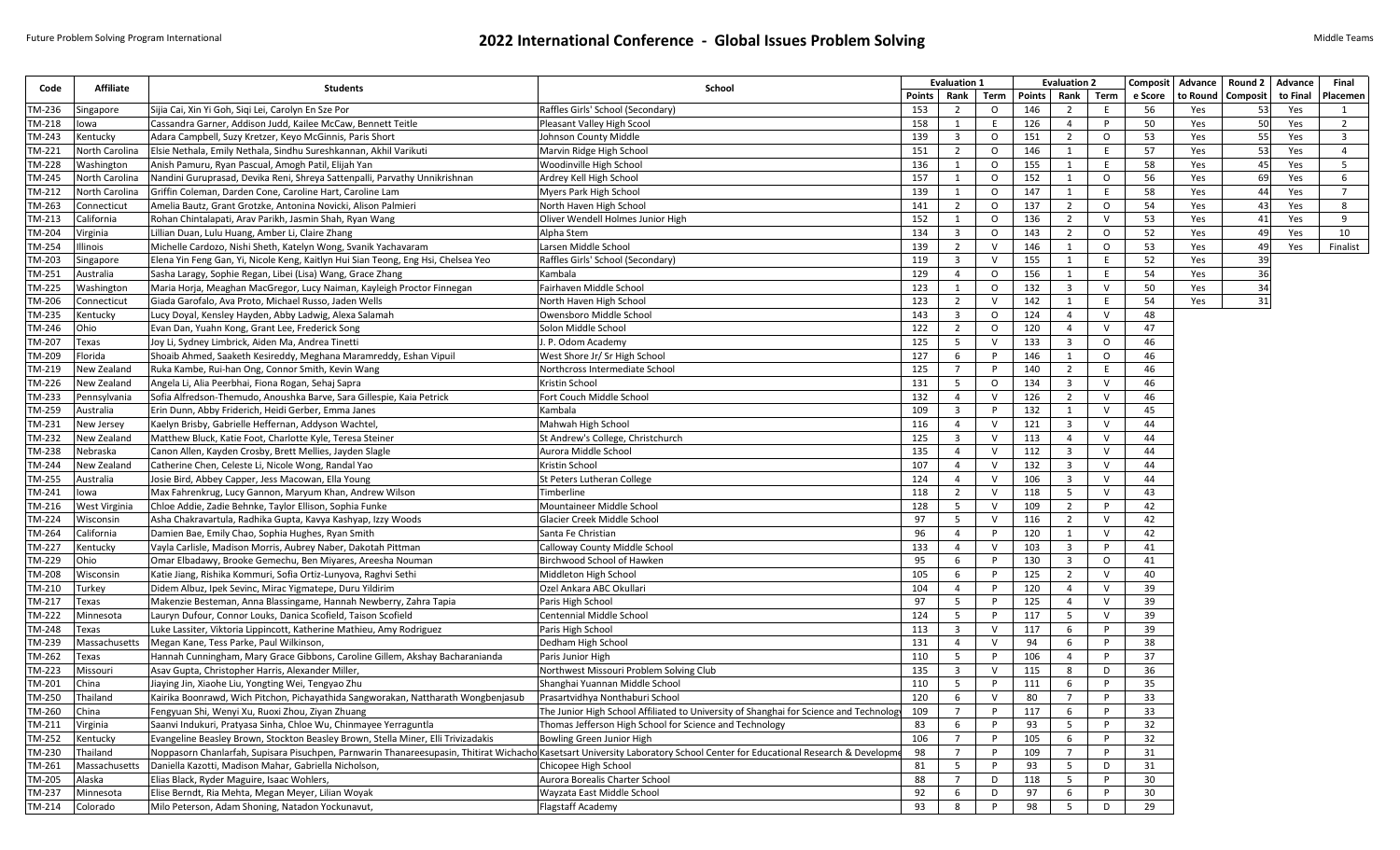# 2022 International Conference - Global Issues Problem Solving

Middle Teams

| Code | Affiliate | Students | School | Evaluation 1 | | | Evaluation 2 | | | Composit | Advance | Round 2 | Advance | Final |
|---|---|---|---|---|---|---|---|---|---|---|---|---|---|---|
| | | | | Points | Rank | Term | Points | Rank | Term | e Score | to Round | Composit | to Final | Placemen |
| TM-236 | Singapore | Sijia Cai, Xin Yi Goh, Siqi Lei, Carolyn En Sze Por | Raffles Girls' School (Secondary) | 153 | 2 | O | 146 | 2 | E | 56 | Yes | 53 | Yes | 1 |
| TM-218 | Iowa | Cassandra Garner, Addison Judd, Kailee McCaw, Bennett Teitle | Pleasant Valley High Scool | 158 | 1 | E | 126 | 4 | P | 50 | Yes | 50 | Yes | 2 |
| TM-243 | Kentucky | Adara Campbell, Suzy Kretzer, Keyo McGinnis, Paris Short | Johnson County Middle | 139 | 3 | O | 151 | 2 | O | 53 | Yes | 55 | Yes | 3 |
| TM-221 | North Carolina | Elsie Nethala, Emily Nethala, Sindhu Sureshkannan, Akhil Varikuti | Marvin Ridge High School | 151 | 2 | O | 146 | 1 | E | 57 | Yes | 53 | Yes | 4 |
| TM-228 | Washington | Anish Pamuru, Ryan Pascual, Amogh Patil, Elijah Yan | Woodinville High School | 136 | 1 | O | 155 | 1 | E | 58 | Yes | 45 | Yes | 5 |
| TM-245 | North Carolina | Nandini Guruprasad, Devika Reni, Shreya Sattenpalli, Parvathy Unnikrishnan | Ardrey Kell High School | 157 | 1 | O | 152 | 1 | O | 56 | Yes | 69 | Yes | 6 |
| TM-212 | North Carolina | Griffin Coleman, Darden Cone, Caroline Hart, Caroline Lam | Myers Park High School | 139 | 1 | O | 147 | 1 | E | 58 | Yes | 44 | Yes | 7 |
| TM-263 | Connecticut | Amelia Bautz, Grant Grotzke, Antonina Novicki, Alison Palmieri | North Haven High School | 141 | 2 | O | 137 | 2 | O | 54 | Yes | 43 | Yes | 8 |
| TM-213 | California | Rohan Chintalapati, Arav Parikh, Jasmin Shah, Ryan Wang | Oliver Wendell Holmes Junior High | 152 | 1 | O | 136 | 2 | V | 53 | Yes | 41 | Yes | 9 |
| TM-204 | Virginia | Lillian Duan, Lulu Huang, Amber Li, Claire Zhang | Alpha Stem | 134 | 3 | O | 143 | 2 | O | 52 | Yes | 49 | Yes | 10 |
| TM-254 | Illinois | Michelle Cardozo, Nishi Sheth, Katelyn Wong, Svanik Yachavaram | Larsen Middle School | 139 | 2 | V | 146 | 1 | O | 53 | Yes | 49 | Yes | Finalist |
| TM-203 | Singapore | Elena Yin Feng Gan, Yi, Nicole Keng, Kaitlyn Hui Sian Teong, Eng Hsi, Chelsea Yeo | Raffles Girls' School (Secondary) | 119 | 3 | V | 155 | 1 | E | 52 | Yes | 39 | | |
| TM-251 | Australia | Sasha Laragy, Sophie Regan, Libei (Lisa) Wang, Grace Zhang | Kambala | 129 | 4 | O | 156 | 1 | E | 54 | Yes | 36 | | |
| TM-225 | Washington | Maria Horja, Meaghan MacGregor, Lucy Naiman, Kayleigh Proctor Finnegan | Fairhaven Middle School | 123 | 1 | O | 132 | 3 | V | 50 | Yes | 34 | | |
| TM-206 | Connecticut | Giada Garofalo, Ava Proto, Michael Russo, Jaden Wells | North Haven High School | 123 | 2 | V | 142 | 1 | E | 54 | Yes | 31 | | |
| TM-235 | Kentucky | Lucy Doyal, Kensley Hayden, Abby Ladwig, Alexa Salamah | Owensboro Middle School | 143 | 3 | O | 124 | 4 | V | 48 | | | | |
| TM-246 | Ohio | Evan Dan, Yuahn Kong, Grant Lee, Frederick Song | Solon Middle School | 122 | 2 | O | 120 | 4 | V | 47 | | | | |
| TM-207 | Texas | Joy Li, Sydney Limbrick, Aiden Ma, Andrea Tinetti | J. P. Odom Academy | 125 | 5 | V | 133 | 3 | O | 46 | | | | |
| TM-209 | Florida | Shoaib Ahmed, Saaketh Kesireddy, Meghana Maramreddy, Eshan Vipuil | West Shore Jr/ Sr High School | 127 | 6 | P | 146 | 1 | O | 46 | | | | |
| TM-219 | New Zealand | Ruka Kambe, Rui-han Ong, Connor Smith, Kevin Wang | Northcross Intermediate School | 125 | 7 | P | 140 | 2 | E | 46 | | | | |
| TM-226 | New Zealand | Angela Li, Alia Peerbhai, Fiona Rogan, Sehaj Sapra | Kristin School | 131 | 5 | O | 134 | 3 | V | 46 | | | | |
| TM-233 | Pennsylvania | Sofia Alfredson-Themudo, Anoushka Barve, Sara Gillespie, Kaia Petrick | Fort Couch Middle School | 132 | 4 | V | 126 | 2 | V | 46 | | | | |
| TM-259 | Australia | Erin Dunn, Abby Friderich, Heidi Gerber, Emma Janes | Kambala | 109 | 3 | P | 132 | 1 | V | 45 | | | | |
| TM-231 | New Jersey | Kaelyn Brisby, Gabrielle Heffernan, Addyson Wachtel, | Mahwah High School | 116 | 4 | V | 121 | 3 | V | 44 | | | | |
| TM-232 | New Zealand | Matthew Bluck, Katie Foot, Charlotte Kyle, Teresa Steiner | St Andrew's College, Christchurch | 125 | 3 | V | 113 | 4 | V | 44 | | | | |
| TM-238 | Nebraska | Canon Allen, Kayden Crosby, Brett Mellies, Jayden Slagle | Aurora Middle School | 135 | 4 | V | 112 | 3 | V | 44 | | | | |
| TM-244 | New Zealand | Catherine Chen, Celeste Li, Nicole Wong, Randal Yao | Kristin School | 107 | 4 | V | 132 | 3 | V | 44 | | | | |
| TM-255 | Australia | Josie Bird, Abbey Capper, Jess Macowan, Ella Young | St Peters Lutheran College | 124 | 4 | V | 106 | 3 | V | 44 | | | | |
| TM-241 | Iowa | Max Fahrenkrug, Lucy Gannon, Maryum Khan, Andrew Wilson | Timberline | 118 | 2 | V | 118 | 5 | V | 43 | | | | |
| TM-216 | West Virginia | Chloe Addie, Zadie Behnke, Taylor Ellison, Sophia Funke | Mountaineer Middle School | 128 | 5 | V | 109 | 2 | P | 42 | | | | |
| TM-224 | Wisconsin | Asha Chakravartula, Radhika Gupta, Kavya Kashyap, Izzy Woods | Glacier Creek Middle School | 97 | 5 | V | 116 | 2 | V | 42 | | | | |
| TM-264 | California | Damien Bae, Emily Chao, Sophia Hughes, Ryan Smith | Santa Fe Christian | 96 | 4 | P | 120 | 1 | V | 42 | | | | |
| TM-227 | Kentucky | Vayla Carlisle, Madison Morris, Aubrey Naber, Dakotah Pittman | Calloway County Middle School | 133 | 4 | V | 103 | 3 | P | 41 | | | | |
| TM-229 | Ohio | Omar Elbadawy, Brooke Gemechu, Ben Miyares, Areesha Nouman | Birchwood School of Hawken | 95 | 6 | P | 130 | 3 | O | 41 | | | | |
| TM-208 | Wisconsin | Katie Jiang, Rishika Kommuri, Sofia Ortiz-Lunyova, Raghvi Sethi | Middleton High School | 105 | 6 | P | 125 | 2 | V | 40 | | | | |
| TM-210 | Turkey | Didem Albuz, Ipek Sevinc, Mirac Yigmatepe, Duru Yildirim | Ozel Ankara ABC Okullari | 104 | 4 | P | 120 | 4 | V | 39 | | | | |
| TM-217 | Texas | Makenzie Besteman, Anna Blassingame, Hannah Newberry, Zahra Tapia | Paris High School | 97 | 5 | P | 125 | 4 | V | 39 | | | | |
| TM-222 | Minnesota | Lauryn Dufour, Connor Louks, Danica Scofield, Taison Scofield | Centennial Middle School | 124 | 5 | P | 117 | 5 | V | 39 | | | | |
| TM-248 | Texas | Luke Lassiter, Viktoria Lippincott, Katherine Mathieu, Amy Rodriguez | Paris High School | 113 | 3 | V | 117 | 6 | P | 39 | | | | |
| TM-239 | Massachusetts | Megan Kane, Tess Parke, Paul Wilkinson, | Dedham High School | 131 | 4 | V | 94 | 6 | P | 38 | | | | |
| TM-262 | Texas | Hannah Cunningham, Mary Grace Gibbons, Caroline Gillem, Akshay Bacharanianda | Paris Junior High | 110 | 5 | P | 106 | 4 | P | 37 | | | | |
| TM-223 | Missouri | Asav Gupta, Christopher Harris, Alexander Miller, | Northwest Missouri Problem Solving Club | 135 | 3 | V | 115 | 8 | D | 36 | | | | |
| TM-201 | China | Jiaying Jin, Xiaohe Liu, Yongting Wei, Tengyao Zhu | Shanghai Yuannan Middle School | 110 | 5 | P | 111 | 6 | P | 35 | | | | |
| TM-250 | Thailand | Kairika Boonrawd, Wich Pitchon, Pichayathida Sangworakan, Nattharath Wongbenjasub | Prasartvidhya Nonthaburi School | 120 | 6 | V | 80 | 7 | P | 33 | | | | |
| TM-260 | China | Fengyuan Shi, Wenyi Xu, Ruoxi Zhou, Ziyan Zhuang | The Junior High School Affiliated to University of Shanghai for Science and Technology | 109 | 7 | P | 117 | 6 | P | 33 | | | | |
| TM-211 | Virginia | Saanvi Indukuri, Pratyasa Sinha, Chloe Wu, Chinmayee Yerraguntla | Thomas Jefferson High School for Science and Technology | 83 | 6 | P | 93 | 5 | P | 32 | | | | |
| TM-252 | Kentucky | Evangeline Beasley Brown, Stockton Beasley Brown, Stella Miner, Elli Trivizadakis | Bowling Green Junior High | 106 | 7 | P | 105 | 6 | P | 32 | | | | |
| TM-230 | Thailand | Noppasorn Chanlarfah, Supisara Pisuchpen, Parnwarin Thanareesupasin, Thitirat Wichacho | Kasetsart University Laboratory School Center for Educational Research & Developme | 98 | 7 | P | 109 | 7 | P | 31 | | | | |
| TM-261 | Massachusetts | Daniella Kazotti, Madison Mahar, Gabriella Nicholson, | Chicopee High School | 81 | 5 | P | 93 | 5 | D | 31 | | | | |
| TM-205 | Alaska | Elias Black, Ryder Maguire, Isaac Wohlers, | Aurora Borealis Charter School | 88 | 7 | D | 118 | 5 | P | 30 | | | | |
| TM-237 | Minnesota | Elise Berndt, Ria Mehta, Megan Meyer, Lilian Woyak | Wayzata East Middle School | 92 | 6 | D | 97 | 6 | P | 30 | | | | |
| TM-214 | Colorado | Milo Peterson, Adam Shoning, Natadon Yockunavut, | Flagstaff Academy | 93 | 8 | P | 98 | 5 | D | 29 | | | | |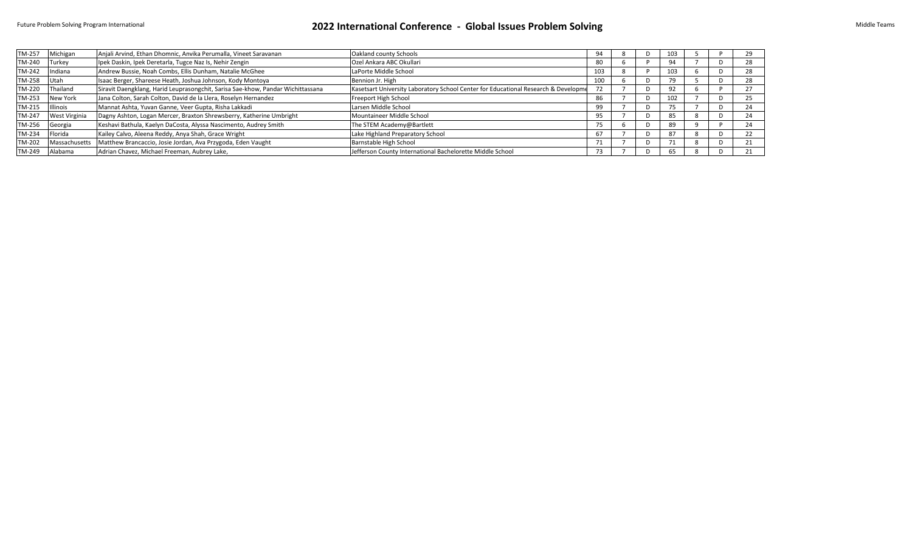| | | | | | | | | | | |
|---|---|---|---|---|---|---|---|---|---|---|
| TM-257 | Michigan | Anjali Arvind, Ethan Dhomnic, Anvika Perumalla, Vineet Saravanan | Oakland county Schools | 94 | 8 | D | 103 | 5 | P | 29 |
| TM-240 | Turkey | Ipek Daskin, Ipek Deretarla, Tugce Naz Is, Nehir Zengin | Ozel Ankara ABC Okullari | 80 | 6 | P | 94 | 7 | D | 28 |
| TM-242 | Indiana | Andrew Bussie, Noah Combs, Ellis Dunham, Natalie McGhee | LaPorte Middle School | 103 | 8 | P | 103 | 6 | D | 28 |
| TM-258 | Utah | Isaac Berger, Shareese Heath, Joshua Johnson, Kody Montoya | Bennion Jr. High | 100 | 6 | D | 79 | 5 | D | 28 |
| TM-220 | Thailand | Siravit Daengklang, Harid Leuprasongchit, Sarisa Sae-khow, Pandar Wichittassana | Kasetsart University Laboratory School Center for Educational Research & Developme | 72 | 7 | D | 92 | 6 | P | 27 |
| TM-253 | New York | Jana Colton, Sarah Colton, David de la Llera, Roselyn Hernandez | Freeport High School | 86 | 7 | D | 102 | 7 | D | 25 |
| TM-215 | Illinois | Mannat Ashta, Yuvan Ganne, Veer Gupta, Risha Lakkadi | Larsen Middle School | 99 | 7 | D | 75 | 7 | D | 24 |
| TM-247 | West Virginia | Dagny Ashton, Logan Mercer, Braxton Shrewsberry, Katherine Umbright | Mountaineer Middle School | 95 | 7 | D | 85 | 8 | D | 24 |
| TM-256 | Georgia | Keshavi Bathula, Kaelyn DaCosta, Alyssa Nascimento, Audrey Smith | The STEM Academy@Bartlett | 75 | 6 | D | 89 | 9 | P | 24 |
| TM-234 | Florida | Kailey Calvo, Aleena Reddy, Anya Shah, Grace Wright | Lake Highland Preparatory School | 67 | 7 | D | 87 | 8 | D | 22 |
| TM-202 | Massachusetts | Matthew Brancaccio, Josie Jordan, Ava Przygoda, Eden Vaught | Barnstable High School | 71 | 7 | D | 71 | 8 | D | 21 |
| TM-249 | Alabama | Adrian Chavez, Michael Freeman, Aubrey Lake, | Jefferson County International Bachelorette Middle School | 73 | 7 | D | 65 | 8 | D | 21 |